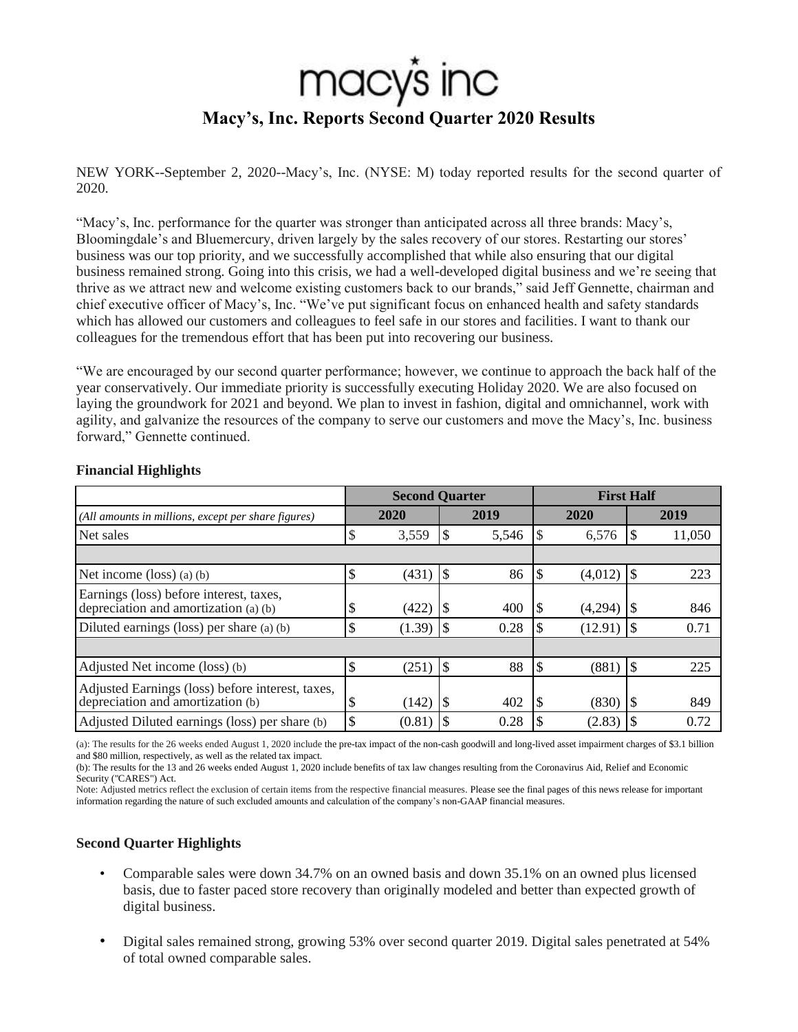# macy's inc

## Macy's, Inc. Reports Second Quarter 2020 Results

NEW YORK--September 2, 2020--Macy's, Inc. (NYSE: M) today reported results for the second quarter of 2020.

"Macy's, Inc. performance for the quarter was stronger than anticipated across all three brands: Macy's, Bloomingdale's and Bluemercury, driven largely by the sales recovery of our stores. Restarting our stores' business was our top priority, and we successfully accomplished that while also ensuring that our digital business remained strong. Going into this crisis, we had a well-developed digital business and we're seeing that thrive as we attract new and welcome existing customers back to our brands," said Jeff Gennette, chairman and chief executive officer of Macy's, Inc. "We've put significant focus on enhanced health and safety standards which has allowed our customers and colleagues to feel safe in our stores and facilities. I want to thank our colleagues for the tremendous effort that has been put into recovering our business.

"We are encouraged by our second quarter performance; however, we continue to approach the back half of the year conservatively. Our immediate priority is successfully executing Holiday 2020. We are also focused on laying the groundwork for 2021 and beyond. We plan to invest in fashion, digital and omnichannel, work with agility, and galvanize the resources of the company to serve our customers and move the Macy's, Inc. business forward," Gennette continued.

### Financial Highlights

| | Second Quarter | | First Half | |
|---|---|---|---|---|
| *(All amounts in millions, except per share figures)* | 2020 | 2019 | 2020 | 2019 |
| Net sales | $ 3,559 | $ 5,546 | $ 6,576 | $ 11,050 |
| | | | | |
| Net income (loss) (a) (b) | $ (431) | $ 86 | $ (4,012) | $ 223 |
| Earnings (loss) before interest, taxes, depreciation and amortization (a) (b) | $ (422) | $ 400 | $ (4,294) | $ 846 |
| Diluted earnings (loss) per share (a) (b) | $ (1.39) | $ 0.28 | $ (12.91) | $ 0.71 |
| | | | | |
| Adjusted Net income (loss) (b) | $ (251) | $ 88 | $ (881) | $ 225 |
| Adjusted Earnings (loss) before interest, taxes, depreciation and amortization (b) | $ (142) | $ 402 | $ (830) | $ 849 |
| Adjusted Diluted earnings (loss) per share (b) | $ (0.81) | $ 0.28 | $ (2.83) | $ 0.72 |

(a): The results for the 26 weeks ended August 1, 2020 include the pre-tax impact of the non-cash goodwill and long-lived asset impairment charges of $3.1 billion and $80 million, respectively, as well as the related tax impact.

(b): The results for the 13 and 26 weeks ended August 1, 2020 include benefits of tax law changes resulting from the Coronavirus Aid, Relief and Economic Security ("CARES") Act.

Note: Adjusted metrics reflect the exclusion of certain items from the respective financial measures. Please see the final pages of this news release for important information regarding the nature of such excluded amounts and calculation of the company's non-GAAP financial measures.

### Second Quarter Highlights

- Comparable sales were down 34.7% on an owned basis and down 35.1% on an owned plus licensed basis, due to faster paced store recovery than originally modeled and better than expected growth of digital business.
- Digital sales remained strong, growing 53% over second quarter 2019. Digital sales penetrated at 54% of total owned comparable sales.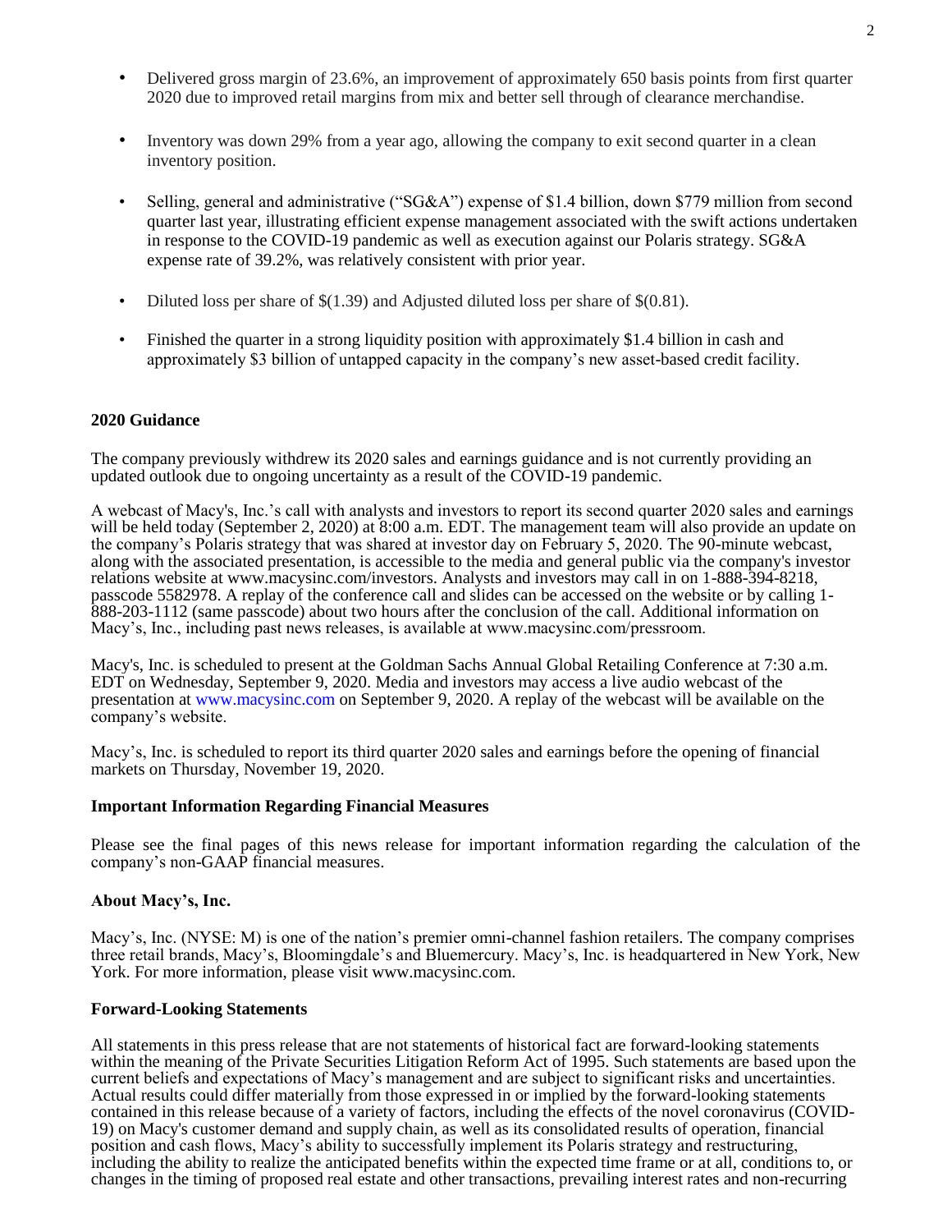- Delivered gross margin of 23.6%, an improvement of approximately 650 basis points from first quarter 2020 due to improved retail margins from mix and better sell through of clearance merchandise.

- Inventory was down 29% from a year ago, allowing the company to exit second quarter in a clean inventory position.

- Selling, general and administrative ("SG&A") expense of $1.4 billion, down $779 million from second quarter last year, illustrating efficient expense management associated with the swift actions undertaken in response to the COVID-19 pandemic as well as execution against our Polaris strategy. SG&A expense rate of 39.2%, was relatively consistent with prior year.

- Diluted loss per share of $(1.39) and Adjusted diluted loss per share of $(0.81).

- Finished the quarter in a strong liquidity position with approximately $1.4 billion in cash and approximately $3 billion of untapped capacity in the company's new asset-based credit facility.

**2020 Guidance**

The company previously withdrew its 2020 sales and earnings guidance and is not currently providing an updated outlook due to ongoing uncertainty as a result of the COVID-19 pandemic.

A webcast of Macy's, Inc.'s call with analysts and investors to report its second quarter 2020 sales and earnings will be held today (September 2, 2020) at 8:00 a.m. EDT. The management team will also provide an update on the company's Polaris strategy that was shared at investor day on February 5, 2020. The 90-minute webcast, along with the associated presentation, is accessible to the media and general public via the company's investor relations website at www.macysinc.com/investors. Analysts and investors may call in on 1-888-394-8218, passcode 5582978. A replay of the conference call and slides can be accessed on the website or by calling 1-888-203-1112 (same passcode) about two hours after the conclusion of the call. Additional information on Macy's, Inc., including past news releases, is available at www.macysinc.com/pressroom.

Macy's, Inc. is scheduled to present at the Goldman Sachs Annual Global Retailing Conference at 7:30 a.m. EDT on Wednesday, September 9, 2020. Media and investors may access a live audio webcast of the presentation at www.macysinc.com on September 9, 2020. A replay of the webcast will be available on the company's website.

Macy's, Inc. is scheduled to report its third quarter 2020 sales and earnings before the opening of financial markets on Thursday, November 19, 2020.

**Important Information Regarding Financial Measures**

Please see the final pages of this news release for important information regarding the calculation of the company's non-GAAP financial measures.

**About Macy's, Inc.**

Macy's, Inc. (NYSE: M) is one of the nation's premier omni-channel fashion retailers. The company comprises three retail brands, Macy's, Bloomingdale's and Bluemercury. Macy's, Inc. is headquartered in New York, New York. For more information, please visit www.macysinc.com.

**Forward-Looking Statements**

All statements in this press release that are not statements of historical fact are forward-looking statements within the meaning of the Private Securities Litigation Reform Act of 1995. Such statements are based upon the current beliefs and expectations of Macy's management and are subject to significant risks and uncertainties. Actual results could differ materially from those expressed in or implied by the forward-looking statements contained in this release because of a variety of factors, including the effects of the novel coronavirus (COVID-19) on Macy's customer demand and supply chain, as well as its consolidated results of operation, financial position and cash flows, Macy's ability to successfully implement its Polaris strategy and restructuring, including the ability to realize the anticipated benefits within the expected time frame or at all, conditions to, or changes in the timing of proposed real estate and other transactions, prevailing interest rates and non-recurring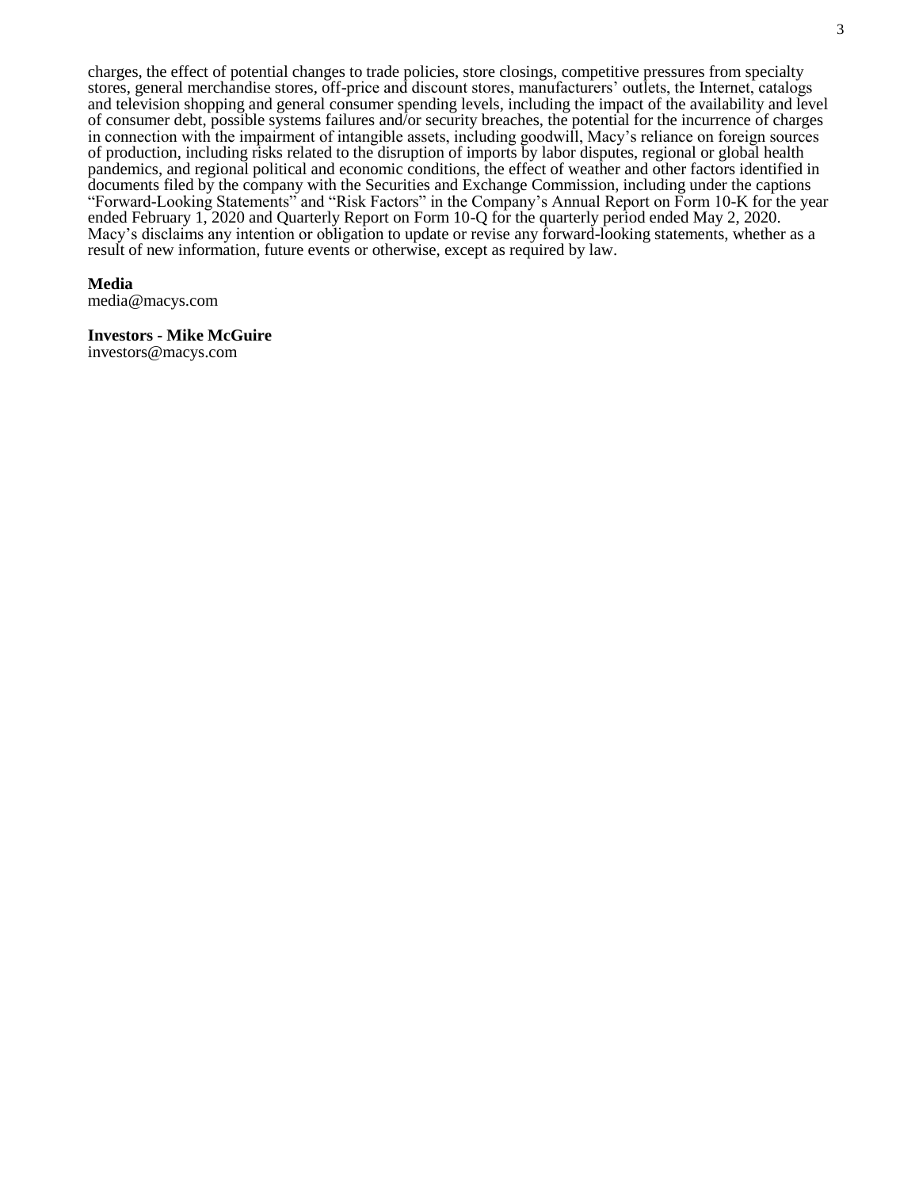charges, the effect of potential changes to trade policies, store closings, competitive pressures from specialty stores, general merchandise stores, off-price and discount stores, manufacturers' outlets, the Internet, catalogs and television shopping and general consumer spending levels, including the impact of the availability and level of consumer debt, possible systems failures and/or security breaches, the potential for the incurrence of charges in connection with the impairment of intangible assets, including goodwill, Macy's reliance on foreign sources of production, including risks related to the disruption of imports by labor disputes, regional or global health pandemics, and regional political and economic conditions, the effect of weather and other factors identified in documents filed by the company with the Securities and Exchange Commission, including under the captions "Forward-Looking Statements" and "Risk Factors" in the Company's Annual Report on Form 10-K for the year ended February 1, 2020 and Quarterly Report on Form 10-Q for the quarterly period ended May 2, 2020. Macy's disclaims any intention or obligation to update or revise any forward-looking statements, whether as a result of new information, future events or otherwise, except as required by law.

**Media**
media@macys.com

**Investors - Mike McGuire**
investors@macys.com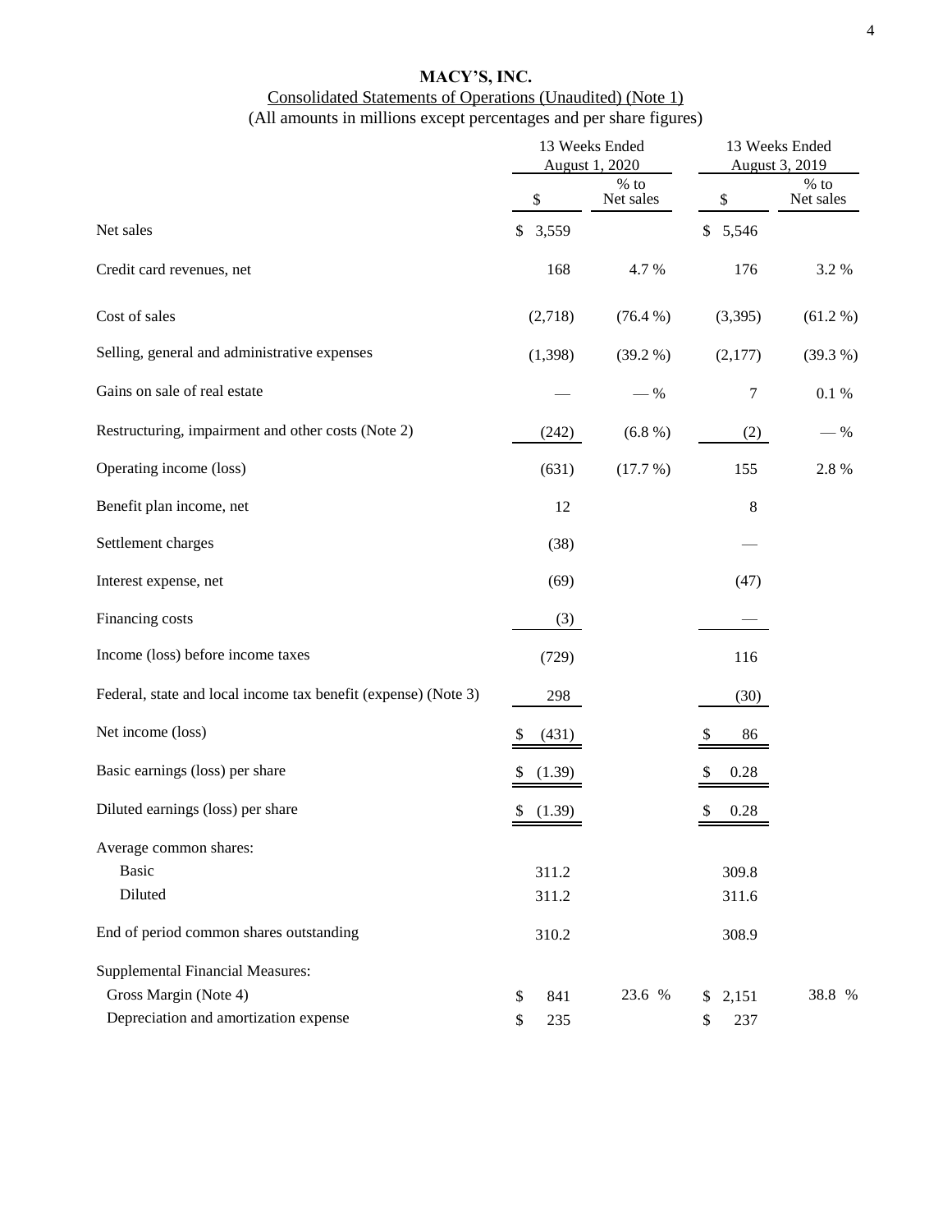# MACY'S, INC.

Consolidated Statements of Operations (Unaudited) (Note 1)

(All amounts in millions except percentages and per share figures)

| | 13 Weeks Ended August 1, 2020 | | 13 Weeks Ended August 3, 2019 | |
|---|---|---|---|---|
| | $ | % to Net sales | $ | % to Net sales |
| Net sales | $ 3,559 | | $ 5,546 | |
| Credit card revenues, net | 168 | 4.7 % | 176 | 3.2 % |
| Cost of sales | (2,718) | (76.4 %) | (3,395) | (61.2 %) |
| Selling, general and administrative expenses | (1,398) | (39.2 %) | (2,177) | (39.3 %) |
| Gains on sale of real estate | — | — % | 7 | 0.1 % |
| Restructuring, impairment and other costs (Note 2) | (242) | (6.8 %) | (2) | — % |
| Operating income (loss) | (631) | (17.7 %) | 155 | 2.8 % |
| Benefit plan income, net | 12 | | 8 | |
| Settlement charges | (38) | | — | |
| Interest expense, net | (69) | | (47) | |
| Financing costs | (3) | | — | |
| Income (loss) before income taxes | (729) | | 116 | |
| Federal, state and local income tax benefit (expense) (Note 3) | 298 | | (30) | |
| Net income (loss) | $ (431) | | $ 86 | |
| Basic earnings (loss) per share | $ (1.39) | | $ 0.28 | |
| Diluted earnings (loss) per share | $ (1.39) | | $ 0.28 | |
| Average common shares: | | | | |
| Basic | 311.2 | | 309.8 | |
| Diluted | 311.2 | | 311.6 | |
| End of period common shares outstanding | 310.2 | | 308.9 | |
| Supplemental Financial Measures: | | | | |
| Gross Margin (Note 4) | $ 841 | 23.6 % | $ 2,151 | 38.8 % |
| Depreciation and amortization expense | $ 235 | | $ 237 | |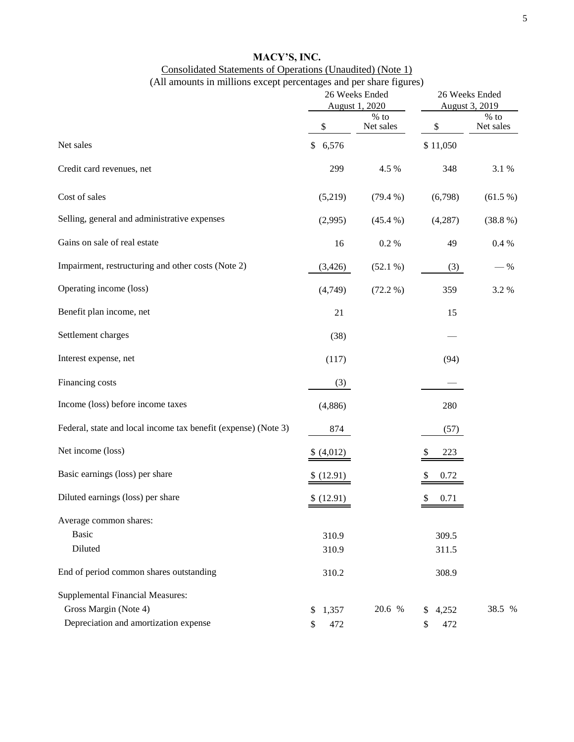# MACY'S, INC.

Consolidated Statements of Operations (Unaudited) (Note 1)

(All amounts in millions except percentages and per share figures)

| | 26 Weeks Ended August 1, 2020 | | 26 Weeks Ended August 3, 2019 | |
|---|---|---|---|---|
| | $ | % to Net sales | $ | % to Net sales |
| Net sales | $ 6,576 | | $ 11,050 | |
| Credit card revenues, net | 299 | 4.5 % | 348 | 3.1 % |
| Cost of sales | (5,219) | (79.4 %) | (6,798) | (61.5 %) |
| Selling, general and administrative expenses | (2,995) | (45.4 %) | (4,287) | (38.8 %) |
| Gains on sale of real estate | 16 | 0.2 % | 49 | 0.4 % |
| Impairment, restructuring and other costs (Note 2) | (3,426) | (52.1 %) | (3) | — % |
| Operating income (loss) | (4,749) | (72.2 %) | 359 | 3.2 % |
| Benefit plan income, net | 21 | | 15 | |
| Settlement charges | (38) | | — | |
| Interest expense, net | (117) | | (94) | |
| Financing costs | (3) | | — | |
| Income (loss) before income taxes | (4,886) | | 280 | |
| Federal, state and local income tax benefit (expense) (Note 3) | 874 | | (57) | |
| Net income (loss) | $ (4,012) | | $ 223 | |
| Basic earnings (loss) per share | $ (12.91) | | $ 0.72 | |
| Diluted earnings (loss) per share | $ (12.91) | | $ 0.71 | |
| Average common shares: | | | | |
| Basic | 310.9 | | 309.5 | |
| Diluted | 310.9 | | 311.5 | |
| End of period common shares outstanding | 310.2 | | 308.9 | |
| Supplemental Financial Measures: | | | | |
| Gross Margin (Note 4) | $ 1,357 | 20.6 % | $ 4,252 | 38.5 % |
| Depreciation and amortization expense | $ 472 | | $ 472 | |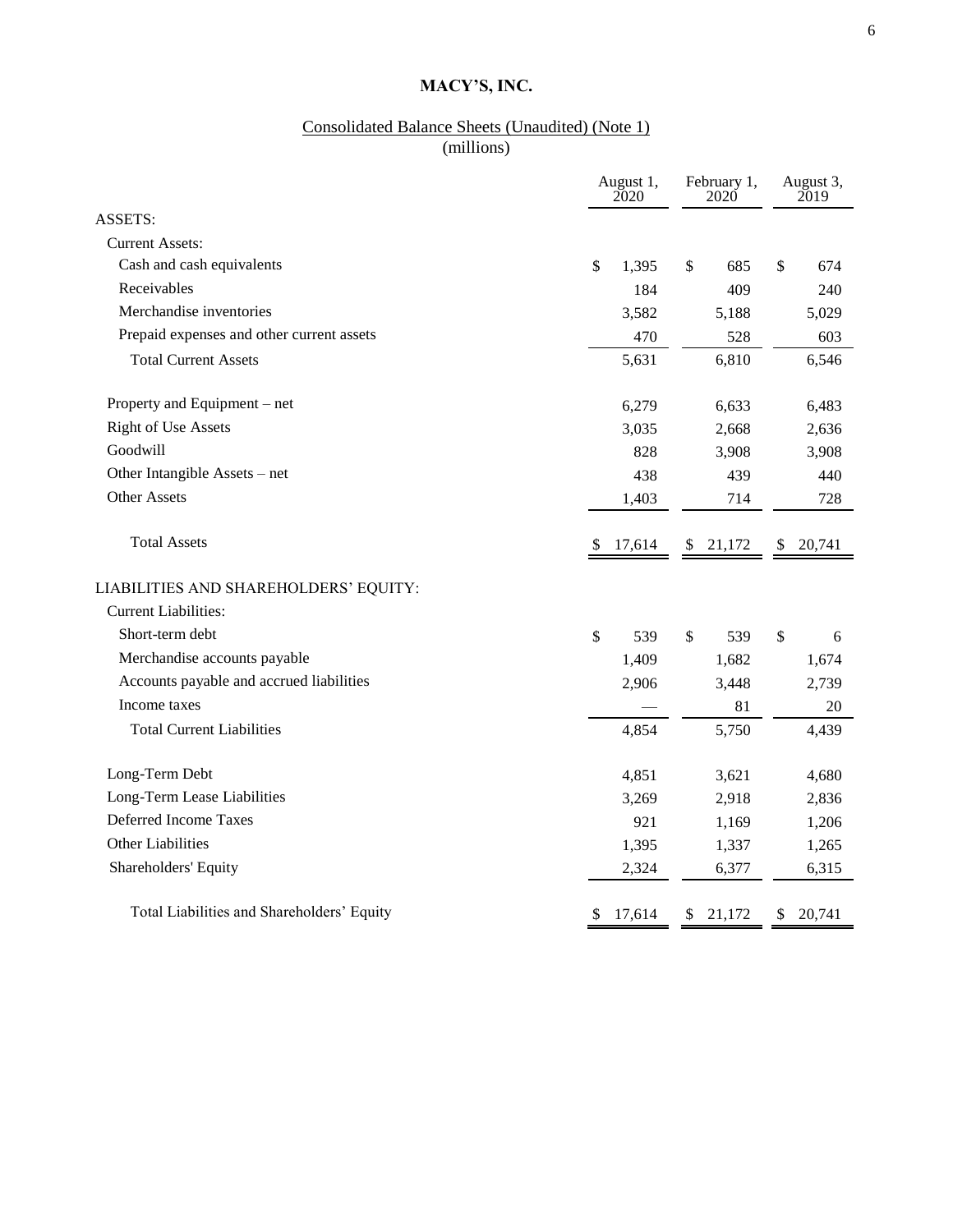# MACY'S, INC.

## Consolidated Balance Sheets (Unaudited) (Note 1)

(millions)

| | August 1, 2020 | February 1, 2020 | August 3, 2019 |
|---|---|---|---|
| ASSETS: | | | |
| Current Assets: | | | |
| Cash and cash equivalents | $ 1,395 | $ 685 | $ 674 |
| Receivables | 184 | 409 | 240 |
| Merchandise inventories | 3,582 | 5,188 | 5,029 |
| Prepaid expenses and other current assets | 470 | 528 | 603 |
| Total Current Assets | 5,631 | 6,810 | 6,546 |
| Property and Equipment – net | 6,279 | 6,633 | 6,483 |
| Right of Use Assets | 3,035 | 2,668 | 2,636 |
| Goodwill | 828 | 3,908 | 3,908 |
| Other Intangible Assets – net | 438 | 439 | 440 |
| Other Assets | 1,403 | 714 | 728 |
| Total Assets | $ 17,614 | $ 21,172 | $ 20,741 |
| LIABILITIES AND SHAREHOLDERS' EQUITY: | | | |
| Current Liabilities: | | | |
| Short-term debt | $ 539 | $ 539 | $ 6 |
| Merchandise accounts payable | 1,409 | 1,682 | 1,674 |
| Accounts payable and accrued liabilities | 2,906 | 3,448 | 2,739 |
| Income taxes | — | 81 | 20 |
| Total Current Liabilities | 4,854 | 5,750 | 4,439 |
| Long-Term Debt | 4,851 | 3,621 | 4,680 |
| Long-Term Lease Liabilities | 3,269 | 2,918 | 2,836 |
| Deferred Income Taxes | 921 | 1,169 | 1,206 |
| Other Liabilities | 1,395 | 1,337 | 1,265 |
| Shareholders' Equity | 2,324 | 6,377 | 6,315 |
| Total Liabilities and Shareholders' Equity | $ 17,614 | $ 21,172 | $ 20,741 |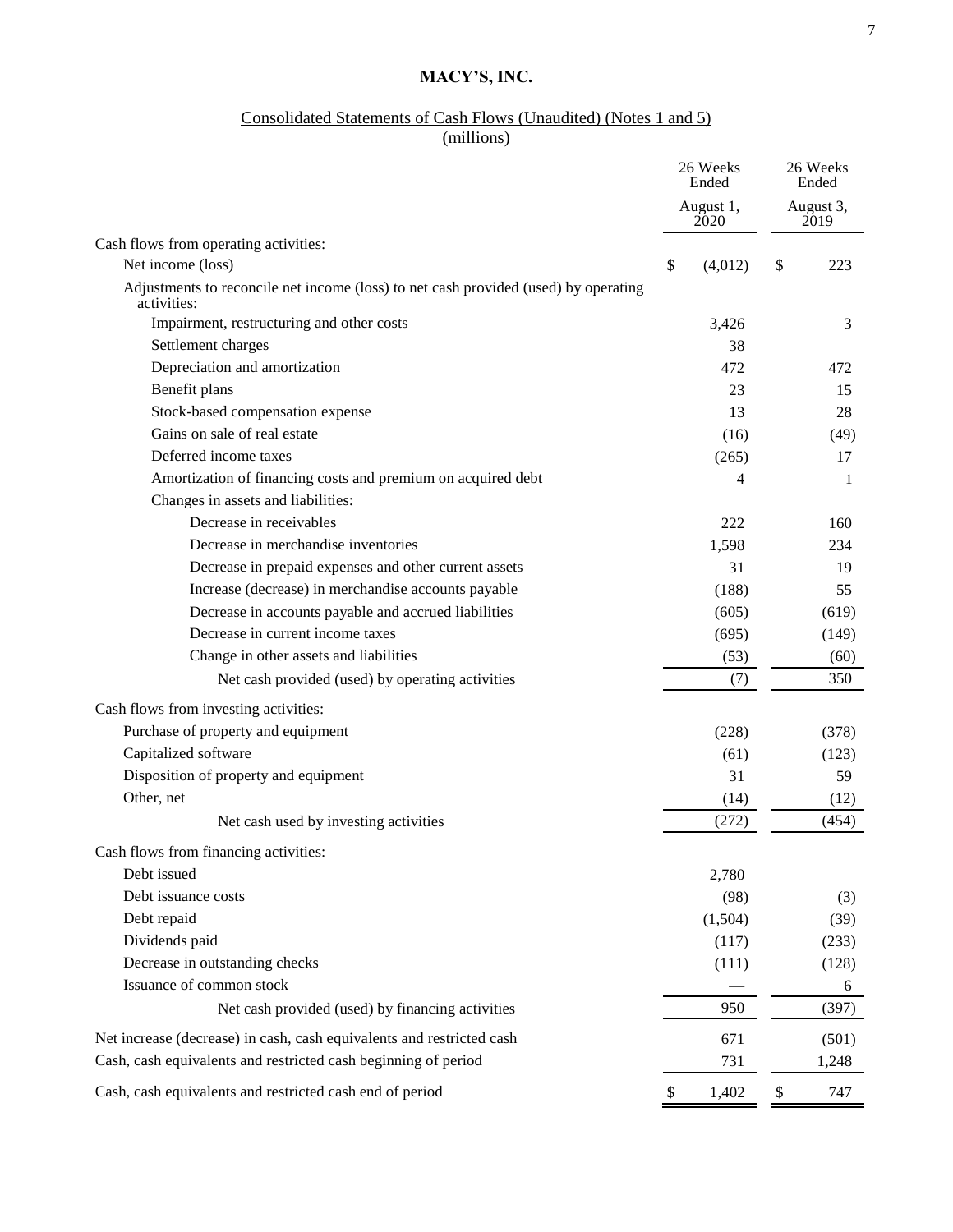# MACY'S, INC.

## Consolidated Statements of Cash Flows (Unaudited) (Notes 1 and 5)

(millions)

| | 26 Weeks Ended August 1, 2020 | 26 Weeks Ended August 3, 2019 |
|---|---|---|
| Cash flows from operating activities: | | |
| Net income (loss) | $ (4,012) | $ 223 |
| Adjustments to reconcile net income (loss) to net cash provided (used) by operating activities: | | |
| Impairment, restructuring and other costs | 3,426 | 3 |
| Settlement charges | 38 | — |
| Depreciation and amortization | 472 | 472 |
| Benefit plans | 23 | 15 |
| Stock-based compensation expense | 13 | 28 |
| Gains on sale of real estate | (16) | (49) |
| Deferred income taxes | (265) | 17 |
| Amortization of financing costs and premium on acquired debt | 4 | 1 |
| Changes in assets and liabilities: | | |
| Decrease in receivables | 222 | 160 |
| Decrease in merchandise inventories | 1,598 | 234 |
| Decrease in prepaid expenses and other current assets | 31 | 19 |
| Increase (decrease) in merchandise accounts payable | (188) | 55 |
| Decrease in accounts payable and accrued liabilities | (605) | (619) |
| Decrease in current income taxes | (695) | (149) |
| Change in other assets and liabilities | (53) | (60) |
| Net cash provided (used) by operating activities | (7) | 350 |
| Cash flows from investing activities: | | |
| Purchase of property and equipment | (228) | (378) |
| Capitalized software | (61) | (123) |
| Disposition of property and equipment | 31 | 59 |
| Other, net | (14) | (12) |
| Net cash used by investing activities | (272) | (454) |
| Cash flows from financing activities: | | |
| Debt issued | 2,780 | — |
| Debt issuance costs | (98) | (3) |
| Debt repaid | (1,504) | (39) |
| Dividends paid | (117) | (233) |
| Decrease in outstanding checks | (111) | (128) |
| Issuance of common stock | — | 6 |
| Net cash provided (used) by financing activities | 950 | (397) |
| Net increase (decrease) in cash, cash equivalents and restricted cash | 671 | (501) |
| Cash, cash equivalents and restricted cash beginning of period | 731 | 1,248 |
| Cash, cash equivalents and restricted cash end of period | $ 1,402 | $ 747 |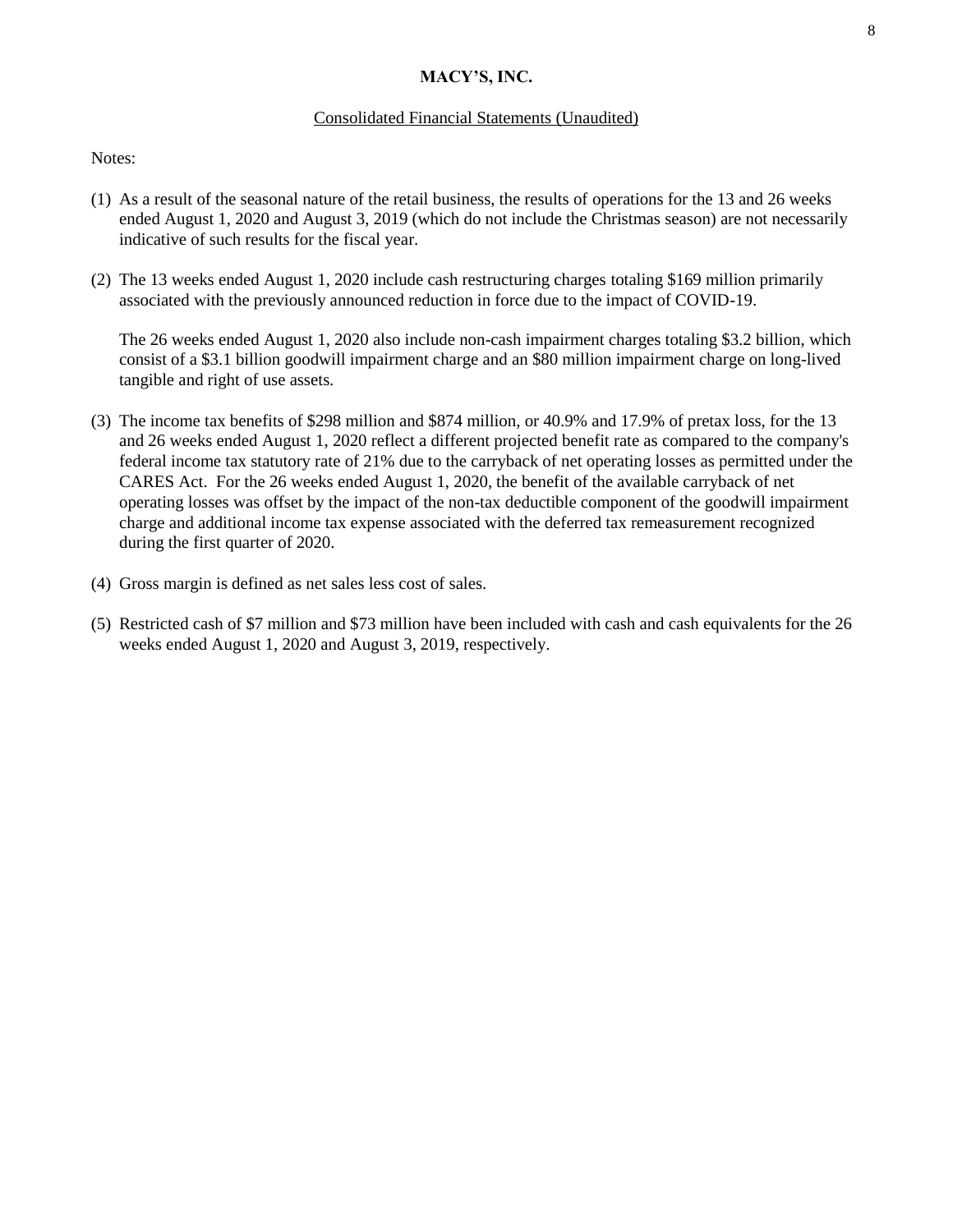**MACY'S, INC.**

Consolidated Financial Statements (Unaudited)

Notes:

(1) As a result of the seasonal nature of the retail business, the results of operations for the 13 and 26 weeks ended August 1, 2020 and August 3, 2019 (which do not include the Christmas season) are not necessarily indicative of such results for the fiscal year.

(2) The 13 weeks ended August 1, 2020 include cash restructuring charges totaling $169 million primarily associated with the previously announced reduction in force due to the impact of COVID-19.

    The 26 weeks ended August 1, 2020 also include non-cash impairment charges totaling $3.2 billion, which consist of a $3.1 billion goodwill impairment charge and an $80 million impairment charge on long-lived tangible and right of use assets.

(3) The income tax benefits of $298 million and $874 million, or 40.9% and 17.9% of pretax loss, for the 13 and 26 weeks ended August 1, 2020 reflect a different projected benefit rate as compared to the company's federal income tax statutory rate of 21% due to the carryback of net operating losses as permitted under the CARES Act. For the 26 weeks ended August 1, 2020, the benefit of the available carryback of net operating losses was offset by the impact of the non-tax deductible component of the goodwill impairment charge and additional income tax expense associated with the deferred tax remeasurement recognized during the first quarter of 2020.

(4) Gross margin is defined as net sales less cost of sales.

(5) Restricted cash of $7 million and $73 million have been included with cash and cash equivalents for the 26 weeks ended August 1, 2020 and August 3, 2019, respectively.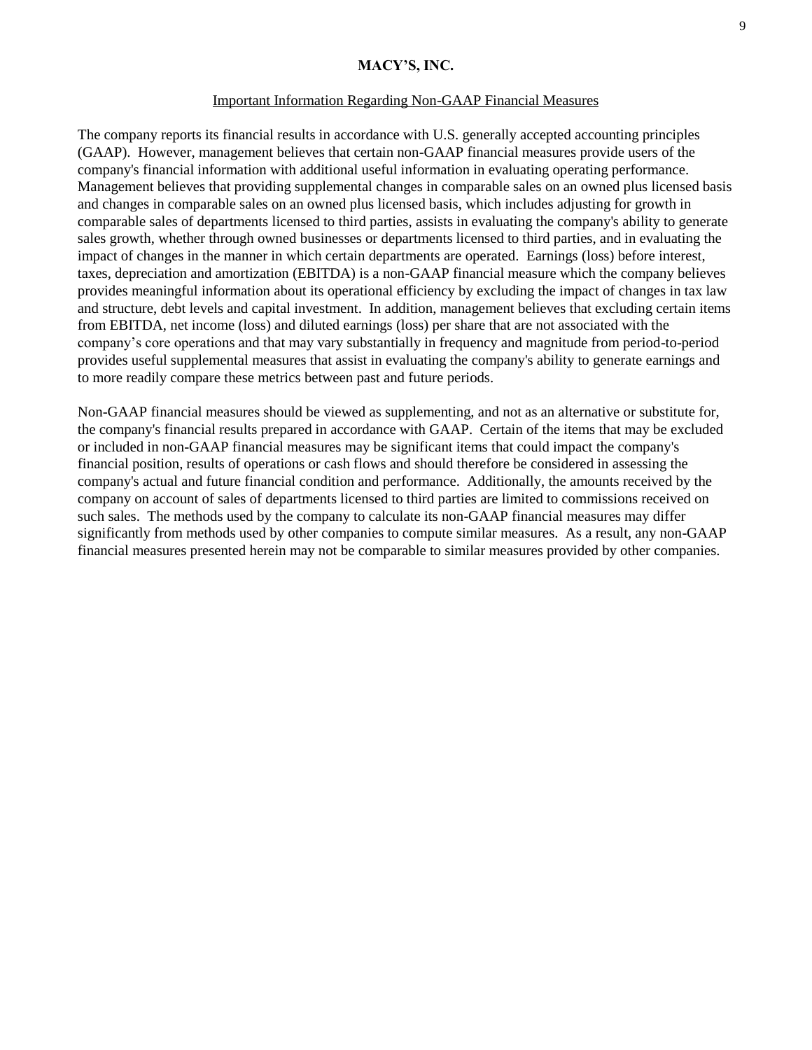# MACY'S, INC.

## Important Information Regarding Non-GAAP Financial Measures

The company reports its financial results in accordance with U.S. generally accepted accounting principles (GAAP). However, management believes that certain non-GAAP financial measures provide users of the company's financial information with additional useful information in evaluating operating performance. Management believes that providing supplemental changes in comparable sales on an owned plus licensed basis and changes in comparable sales on an owned plus licensed basis, which includes adjusting for growth in comparable sales of departments licensed to third parties, assists in evaluating the company's ability to generate sales growth, whether through owned businesses or departments licensed to third parties, and in evaluating the impact of changes in the manner in which certain departments are operated. Earnings (loss) before interest, taxes, depreciation and amortization (EBITDA) is a non-GAAP financial measure which the company believes provides meaningful information about its operational efficiency by excluding the impact of changes in tax law and structure, debt levels and capital investment. In addition, management believes that excluding certain items from EBITDA, net income (loss) and diluted earnings (loss) per share that are not associated with the company's core operations and that may vary substantially in frequency and magnitude from period-to-period provides useful supplemental measures that assist in evaluating the company's ability to generate earnings and to more readily compare these metrics between past and future periods.

Non-GAAP financial measures should be viewed as supplementing, and not as an alternative or substitute for, the company's financial results prepared in accordance with GAAP. Certain of the items that may be excluded or included in non-GAAP financial measures may be significant items that could impact the company's financial position, results of operations or cash flows and should therefore be considered in assessing the company's actual and future financial condition and performance. Additionally, the amounts received by the company on account of sales of departments licensed to third parties are limited to commissions received on such sales. The methods used by the company to calculate its non-GAAP financial measures may differ significantly from methods used by other companies to compute similar measures. As a result, any non-GAAP financial measures presented herein may not be comparable to similar measures provided by other companies.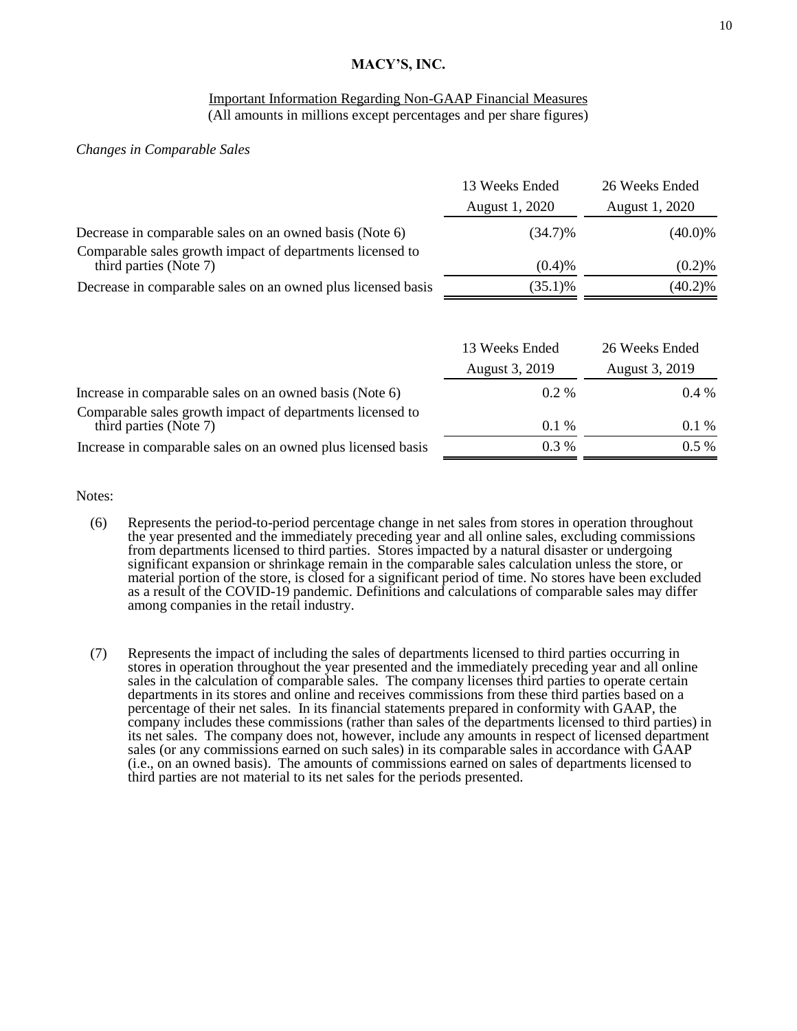# MACY'S, INC.

Important Information Regarding Non-GAAP Financial Measures
(All amounts in millions except percentages and per share figures)

*Changes in Comparable Sales*

| | 13 Weeks Ended August 1, 2020 | 26 Weeks Ended August 1, 2020 |
|---|---|---|
| Decrease in comparable sales on an owned basis (Note 6) | (34.7)% | (40.0)% |
| Comparable sales growth impact of departments licensed to third parties (Note 7) | (0.4)% | (0.2)% |
| Decrease in comparable sales on an owned plus licensed basis | (35.1)% | (40.2)% |

| | 13 Weeks Ended August 3, 2019 | 26 Weeks Ended August 3, 2019 |
|---|---|---|
| Increase in comparable sales on an owned basis (Note 6) | 0.2 % | 0.4 % |
| Comparable sales growth impact of departments licensed to third parties (Note 7) | 0.1 % | 0.1 % |
| Increase in comparable sales on an owned plus licensed basis | 0.3 % | 0.5 % |

Notes:

(6) Represents the period-to-period percentage change in net sales from stores in operation throughout the year presented and the immediately preceding year and all online sales, excluding commissions from departments licensed to third parties. Stores impacted by a natural disaster or undergoing significant expansion or shrinkage remain in the comparable sales calculation unless the store, or material portion of the store, is closed for a significant period of time. No stores have been excluded as a result of the COVID-19 pandemic. Definitions and calculations of comparable sales may differ among companies in the retail industry.

(7) Represents the impact of including the sales of departments licensed to third parties occurring in stores in operation throughout the year presented and the immediately preceding year and all online sales in the calculation of comparable sales. The company licenses third parties to operate certain departments in its stores and online and receives commissions from these third parties based on a percentage of their net sales. In its financial statements prepared in conformity with GAAP, the company includes these commissions (rather than sales of the departments licensed to third parties) in its net sales. The company does not, however, include any amounts in respect of licensed department sales (or any commissions earned on such sales) in its comparable sales in accordance with GAAP (i.e., on an owned basis). The amounts of commissions earned on sales of departments licensed to third parties are not material to its net sales for the periods presented.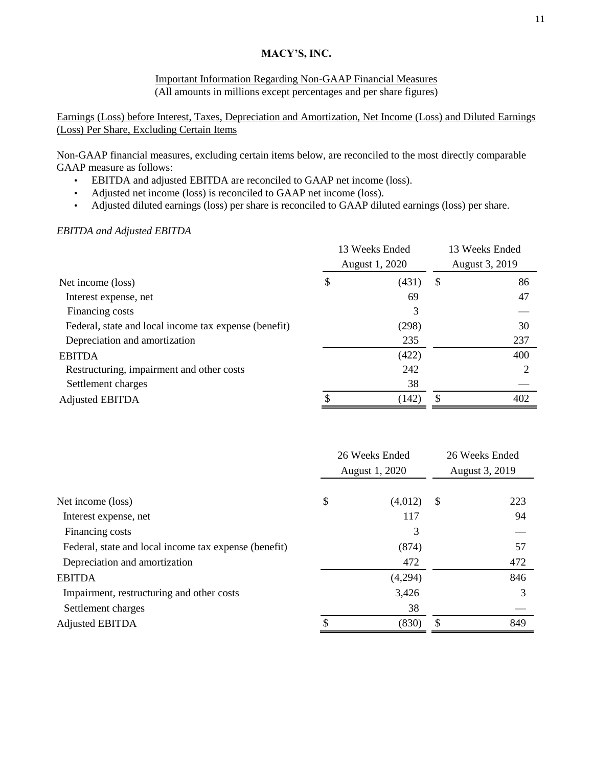**MACY'S, INC.**

Important Information Regarding Non-GAAP Financial Measures
(All amounts in millions except percentages and per share figures)

Earnings (Loss) before Interest, Taxes, Depreciation and Amortization, Net Income (Loss) and Diluted Earnings (Loss) Per Share, Excluding Certain Items

Non-GAAP financial measures, excluding certain items below, are reconciled to the most directly comparable GAAP measure as follows:

- EBITDA and adjusted EBITDA are reconciled to GAAP net income (loss).
- Adjusted net income (loss) is reconciled to GAAP net income (loss).
- Adjusted diluted earnings (loss) per share is reconciled to GAAP diluted earnings (loss) per share.

*EBITDA and Adjusted EBITDA*

| | 13 Weeks Ended August 1, 2020 | 13 Weeks Ended August 3, 2019 |
|---|---|---|
| Net income (loss) | $ (431) | $ 86 |
| Interest expense, net | 69 | 47 |
| Financing costs | 3 | — |
| Federal, state and local income tax expense (benefit) | (298) | 30 |
| Depreciation and amortization | 235 | 237 |
| EBITDA | (422) | 400 |
| Restructuring, impairment and other costs | 242 | 2 |
| Settlement charges | 38 | — |
| Adjusted EBITDA | $ (142) | $ 402 |

| | 26 Weeks Ended August 1, 2020 | 26 Weeks Ended August 3, 2019 |
|---|---|---|
| Net income (loss) | $ (4,012) | $ 223 |
| Interest expense, net | 117 | 94 |
| Financing costs | 3 | — |
| Federal, state and local income tax expense (benefit) | (874) | 57 |
| Depreciation and amortization | 472 | 472 |
| EBITDA | (4,294) | 846 |
| Impairment, restructuring and other costs | 3,426 | 3 |
| Settlement charges | 38 | — |
| Adjusted EBITDA | $ (830) | $ 849 |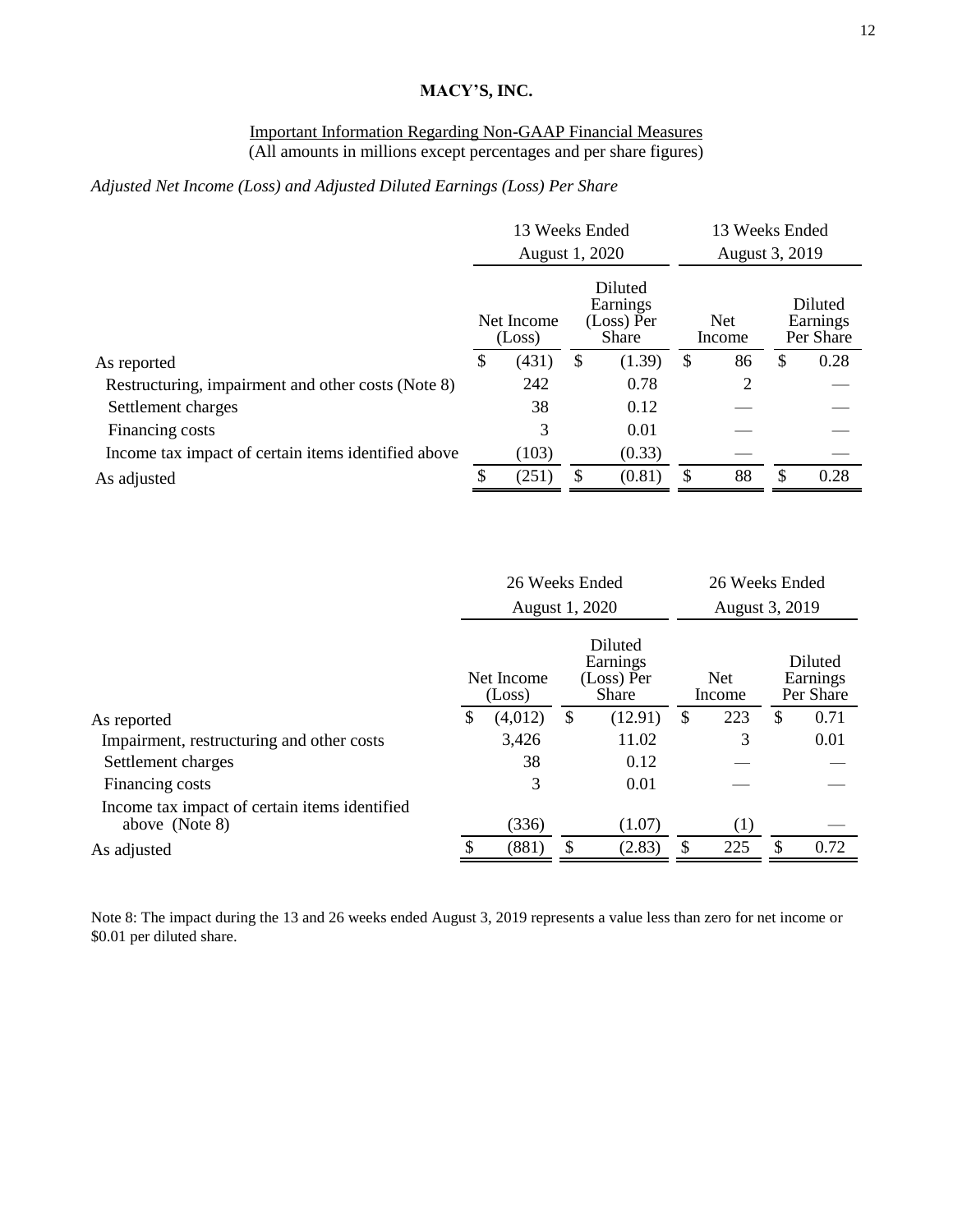**MACY'S, INC.**

Important Information Regarding Non-GAAP Financial Measures
(All amounts in millions except percentages and per share figures)

*Adjusted Net Income (Loss) and Adjusted Diluted Earnings (Loss) Per Share*

| | 13 Weeks Ended August 1, 2020 | | 13 Weeks Ended August 3, 2019 | |
|---|---|---|---|---|
| | Net Income (Loss) | Diluted Earnings (Loss) Per Share | Net Income | Diluted Earnings Per Share |
| As reported | $ (431) | $ (1.39) | $ 86 | $ 0.28 |
| Restructuring, impairment and other costs (Note 8) | 242 | 0.78 | 2 | — |
| Settlement charges | 38 | 0.12 | — | — |
| Financing costs | 3 | 0.01 | — | — |
| Income tax impact of certain items identified above | (103) | (0.33) | — | — |
| As adjusted | $ (251) | $ (0.81) | $ 88 | $ 0.28 |

| | 26 Weeks Ended August 1, 2020 | | 26 Weeks Ended August 3, 2019 | |
|---|---|---|---|---|
| | Net Income (Loss) | Diluted Earnings (Loss) Per Share | Net Income | Diluted Earnings Per Share |
| As reported | $ (4,012) | $ (12.91) | $ 223 | $ 0.71 |
| Impairment, restructuring and other costs | 3,426 | 11.02 | 3 | 0.01 |
| Settlement charges | 38 | 0.12 | — | — |
| Financing costs | 3 | 0.01 | — | — |
| Income tax impact of certain items identified above (Note 8) | (336) | (1.07) | (1) | — |
| As adjusted | $ (881) | $ (2.83) | $ 225 | $ 0.72 |

Note 8: The impact during the 13 and 26 weeks ended August 3, 2019 represents a value less than zero for net income or $0.01 per diluted share.